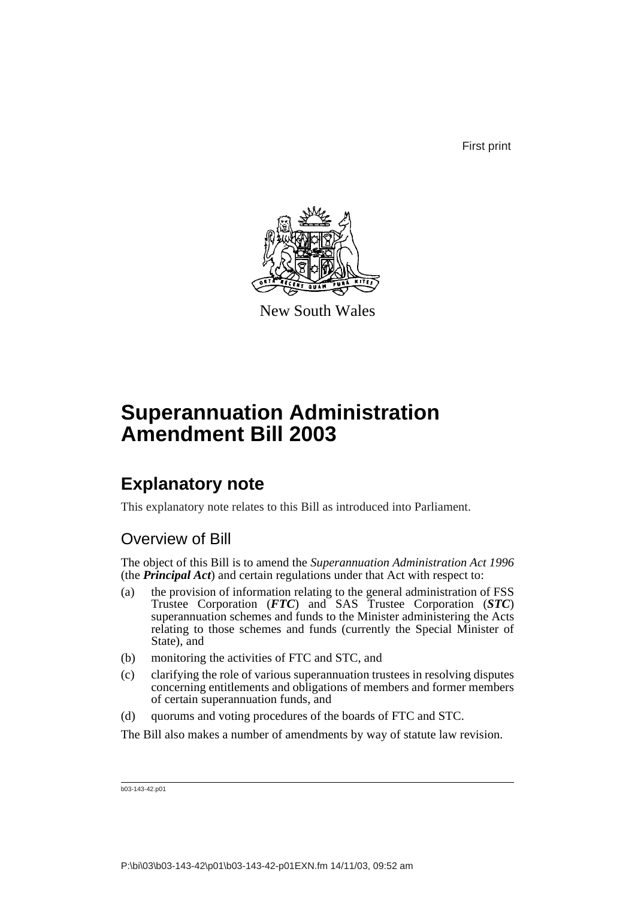First print

New South Wales

# Superannuation Administration Amendment Bill 2003

## Explanatory note

This explanatory note relates to this Bill as introduced into Parliament.

### Overview of Bill

The object of this Bill is to amend the *Superannuation Administration Act 1996* (the ***Principal Act***) and certain regulations under that Act with respect to:

(a) the provision of information relating to the general administration of FSS Trustee Corporation (***FTC***) and SAS Trustee Corporation (***STC***) superannuation schemes and funds to the Minister administering the Acts relating to those schemes and funds (currently the Special Minister of State), and

(b) monitoring the activities of FTC and STC, and

(c) clarifying the role of various superannuation trustees in resolving disputes concerning entitlements and obligations of members and former members of certain superannuation funds, and

(d) quorums and voting procedures of the boards of FTC and STC.

The Bill also makes a number of amendments by way of statute law revision.

b03-143-42.p01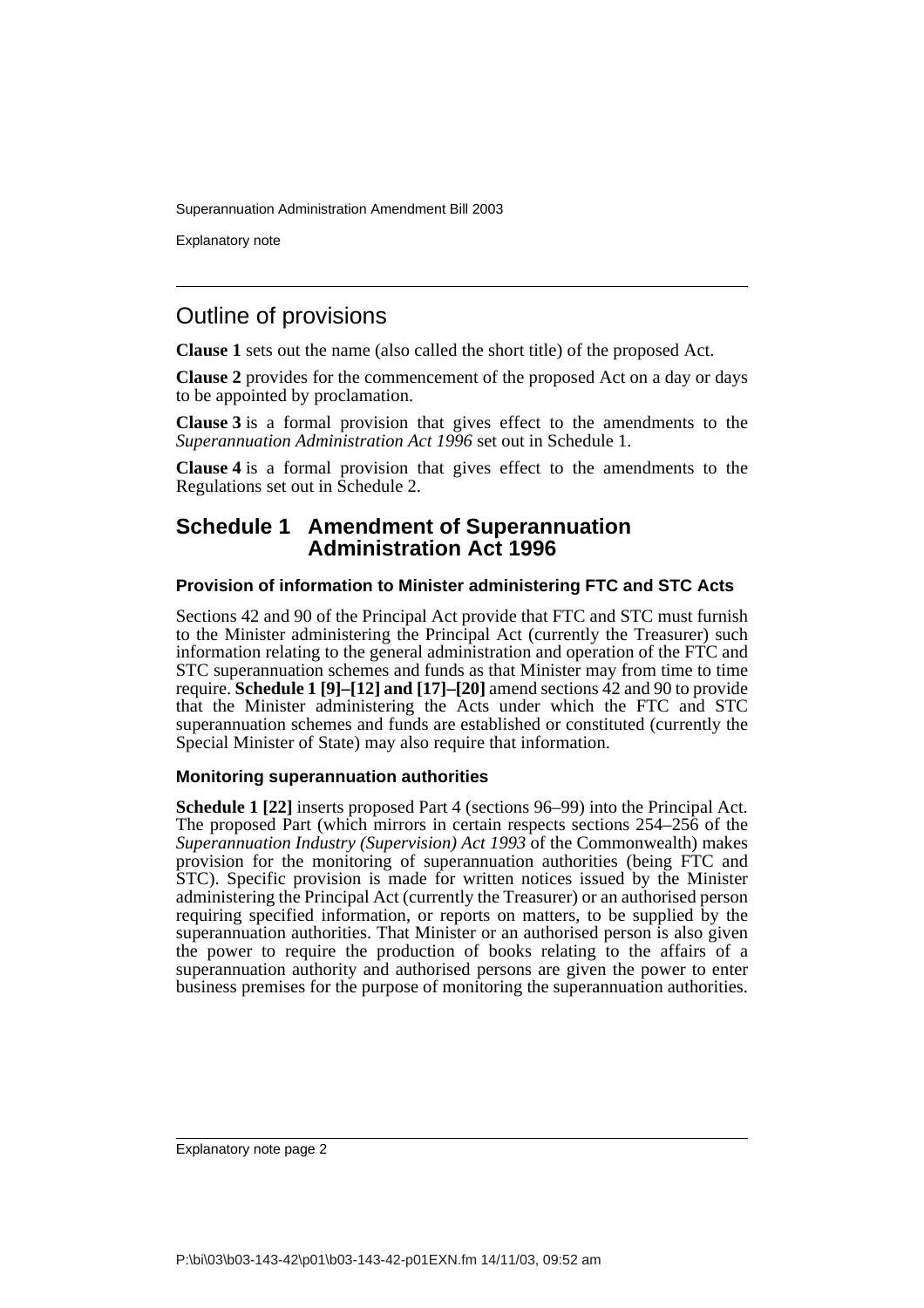## Outline of provisions

**Clause 1** sets out the name (also called the short title) of the proposed Act.

**Clause 2** provides for the commencement of the proposed Act on a day or days to be appointed by proclamation.

**Clause 3** is a formal provision that gives effect to the amendments to the *Superannuation Administration Act 1996* set out in Schedule 1.

**Clause 4** is a formal provision that gives effect to the amendments to the Regulations set out in Schedule 2.

## Schedule 1 Amendment of Superannuation Administration Act 1996

### Provision of information to Minister administering FTC and STC Acts

Sections 42 and 90 of the Principal Act provide that FTC and STC must furnish to the Minister administering the Principal Act (currently the Treasurer) such information relating to the general administration and operation of the FTC and STC superannuation schemes and funds as that Minister may from time to time require. **Schedule 1 [9]–[12] and [17]–[20]** amend sections 42 and 90 to provide that the Minister administering the Acts under which the FTC and STC superannuation schemes and funds are established or constituted (currently the Special Minister of State) may also require that information.

### Monitoring superannuation authorities

**Schedule 1 [22]** inserts proposed Part 4 (sections 96–99) into the Principal Act. The proposed Part (which mirrors in certain respects sections 254–256 of the *Superannuation Industry (Supervision) Act 1993* of the Commonwealth) makes provision for the monitoring of superannuation authorities (being FTC and STC). Specific provision is made for written notices issued by the Minister administering the Principal Act (currently the Treasurer) or an authorised person requiring specified information, or reports on matters, to be supplied by the superannuation authorities. That Minister or an authorised person is also given the power to require the production of books relating to the affairs of a superannuation authority and authorised persons are given the power to enter business premises for the purpose of monitoring the superannuation authorities.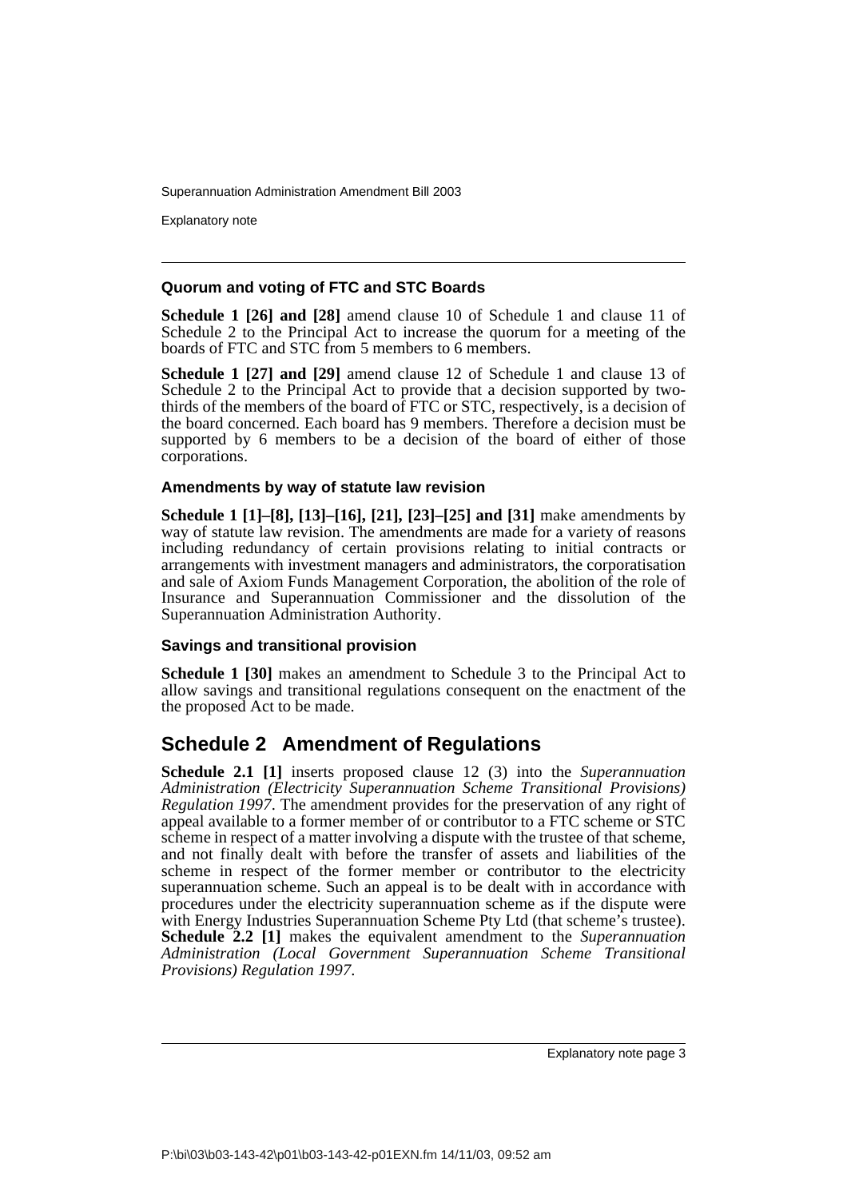#### Quorum and voting of FTC and STC Boards

**Schedule 1 [26] and [28]** amend clause 10 of Schedule 1 and clause 11 of Schedule 2 to the Principal Act to increase the quorum for a meeting of the boards of FTC and STC from 5 members to 6 members.

**Schedule 1 [27] and [29]** amend clause 12 of Schedule 1 and clause 13 of Schedule 2 to the Principal Act to provide that a decision supported by two-thirds of the members of the board of FTC or STC, respectively, is a decision of the board concerned. Each board has 9 members. Therefore a decision must be supported by 6 members to be a decision of the board of either of those corporations.

#### Amendments by way of statute law revision

**Schedule 1 [1]–[8], [13]–[16], [21], [23]–[25] and [31]** make amendments by way of statute law revision. The amendments are made for a variety of reasons including redundancy of certain provisions relating to initial contracts or arrangements with investment managers and administrators, the corporatisation and sale of Axiom Funds Management Corporation, the abolition of the role of Insurance and Superannuation Commissioner and the dissolution of the Superannuation Administration Authority.

#### Savings and transitional provision

**Schedule 1 [30]** makes an amendment to Schedule 3 to the Principal Act to allow savings and transitional regulations consequent on the enactment of the the proposed Act to be made.

## Schedule 2 Amendment of Regulations

**Schedule 2.1 [1]** inserts proposed clause 12 (3) into the *Superannuation Administration (Electricity Superannuation Scheme Transitional Provisions) Regulation 1997*. The amendment provides for the preservation of any right of appeal available to a former member of or contributor to a FTC scheme or STC scheme in respect of a matter involving a dispute with the trustee of that scheme, and not finally dealt with before the transfer of assets and liabilities of the scheme in respect of the former member or contributor to the electricity superannuation scheme. Such an appeal is to be dealt with in accordance with procedures under the electricity superannuation scheme as if the dispute were with Energy Industries Superannuation Scheme Pty Ltd (that scheme's trustee). **Schedule 2.2 [1]** makes the equivalent amendment to the *Superannuation Administration (Local Government Superannuation Scheme Transitional Provisions) Regulation 1997*.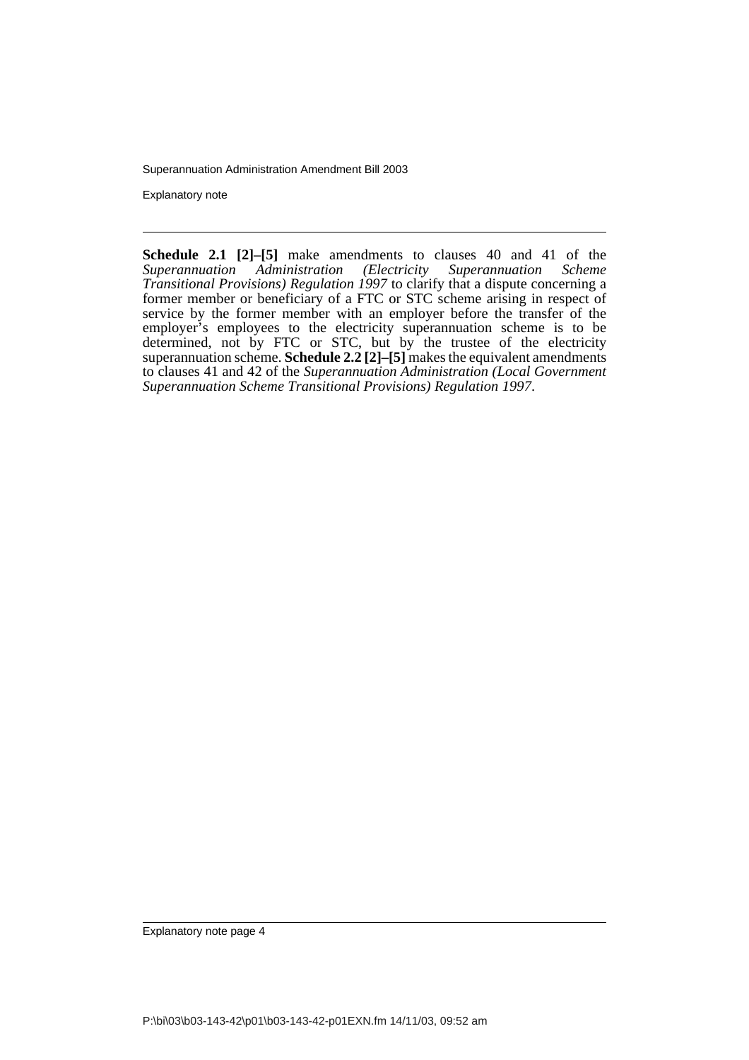**Schedule 2.1 [2]–[5]** make amendments to clauses 40 and 41 of the *Superannuation Administration (Electricity Superannuation Scheme Transitional Provisions) Regulation 1997* to clarify that a dispute concerning a former member or beneficiary of a FTC or STC scheme arising in respect of service by the former member with an employer before the transfer of the employer's employees to the electricity superannuation scheme is to be determined, not by FTC or STC, but by the trustee of the electricity superannuation scheme. **Schedule 2.2 [2]–[5]** makes the equivalent amendments to clauses 41 and 42 of the *Superannuation Administration (Local Government Superannuation Scheme Transitional Provisions) Regulation 1997*.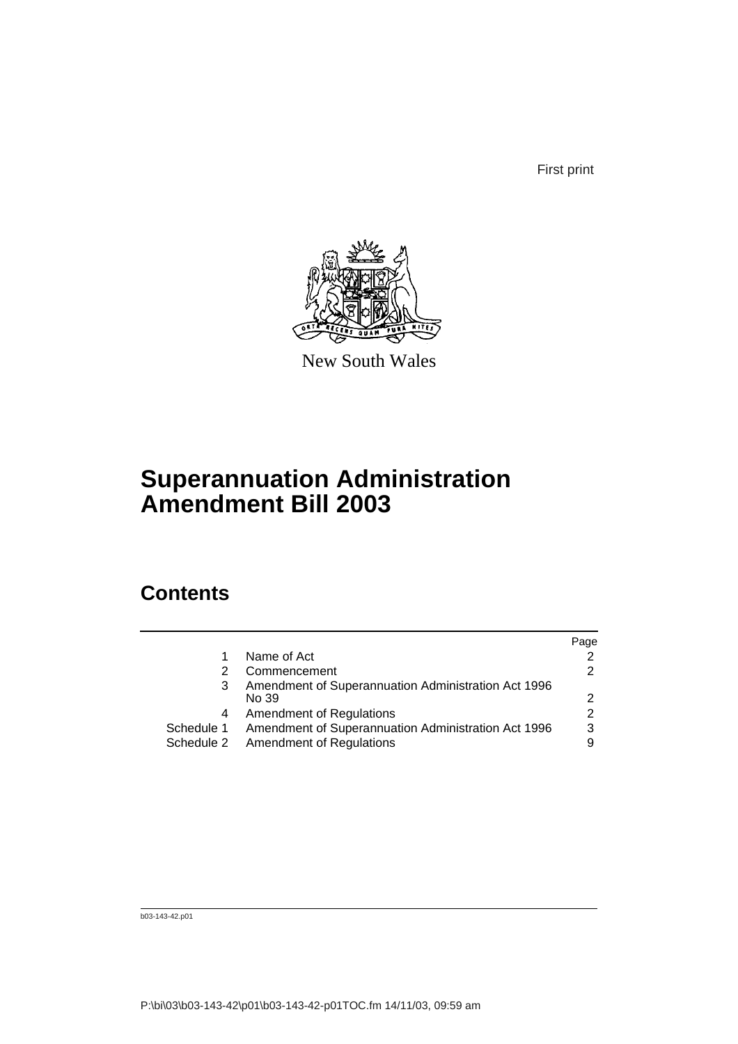First print

New South Wales

# Superannuation Administration Amendment Bill 2003

## Contents

| | | Page |
|---|---|---|
| 1 | Name of Act | 2 |
| 2 | Commencement | 2 |
| 3 | Amendment of Superannuation Administration Act 1996 No 39 | 2 |
| 4 | Amendment of Regulations | 2 |
| Schedule 1 | Amendment of Superannuation Administration Act 1996 | 3 |
| Schedule 2 | Amendment of Regulations | 9 |

b03-143-42.p01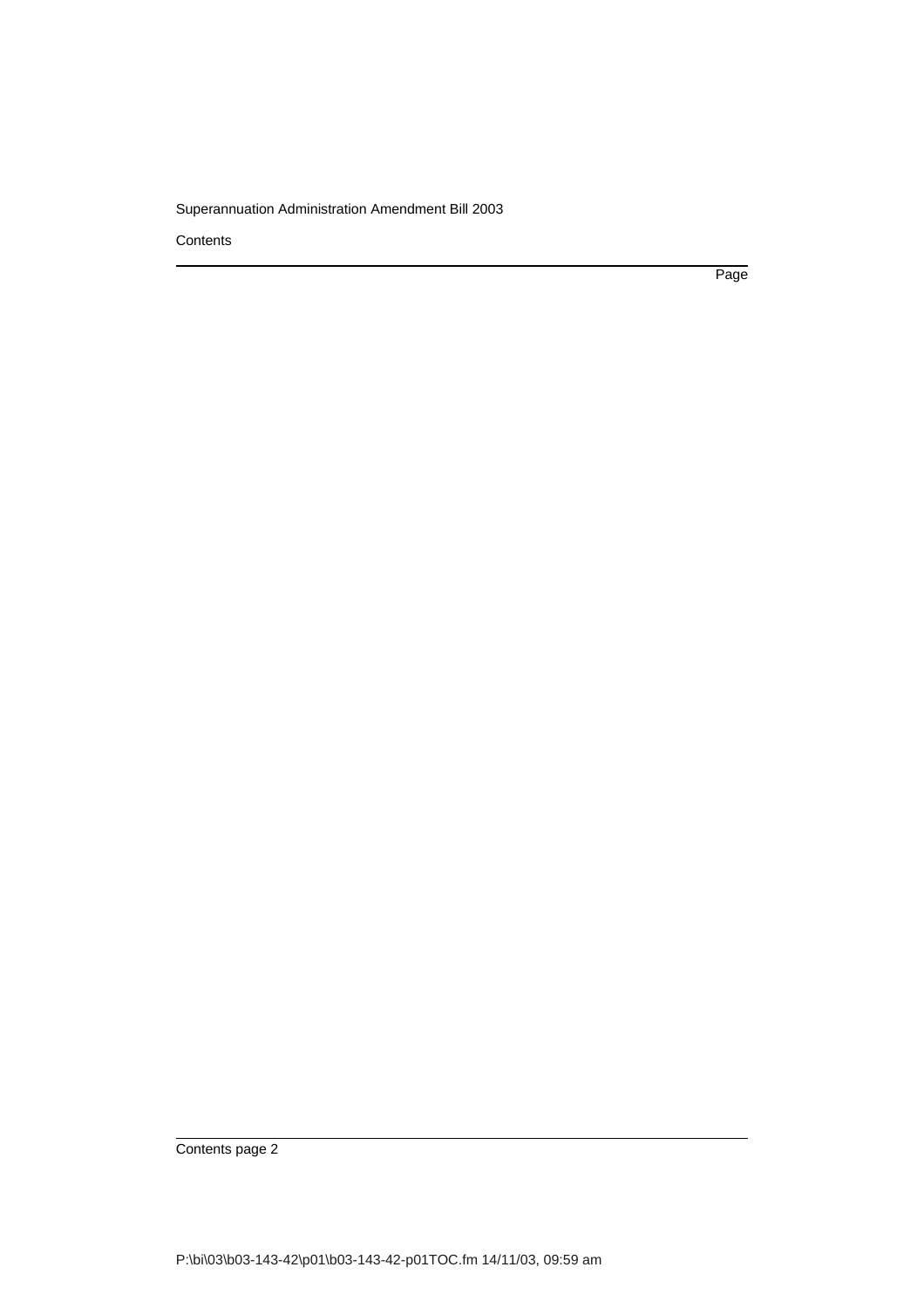Contents

Page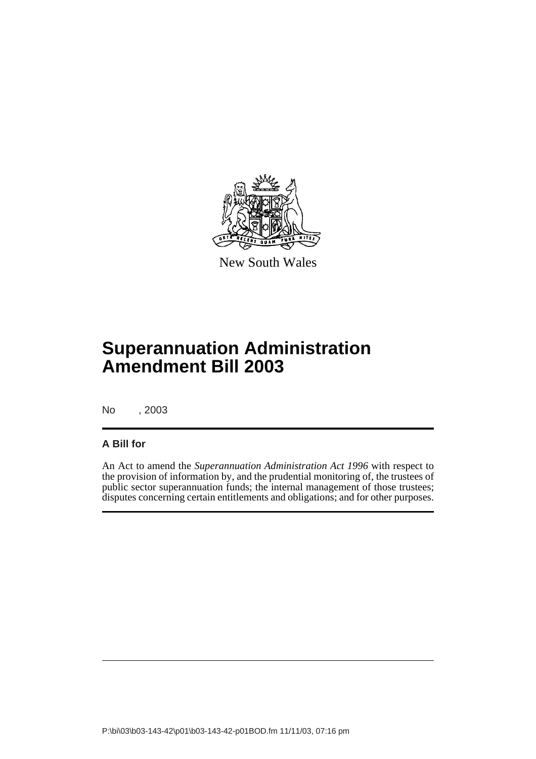New South Wales

# Superannuation Administration Amendment Bill 2003

No , 2003

**A Bill for**

An Act to amend the *Superannuation Administration Act 1996* with respect to the provision of information by, and the prudential monitoring of, the trustees of public sector superannuation funds; the internal management of those trustees; disputes concerning certain entitlements and obligations; and for other purposes.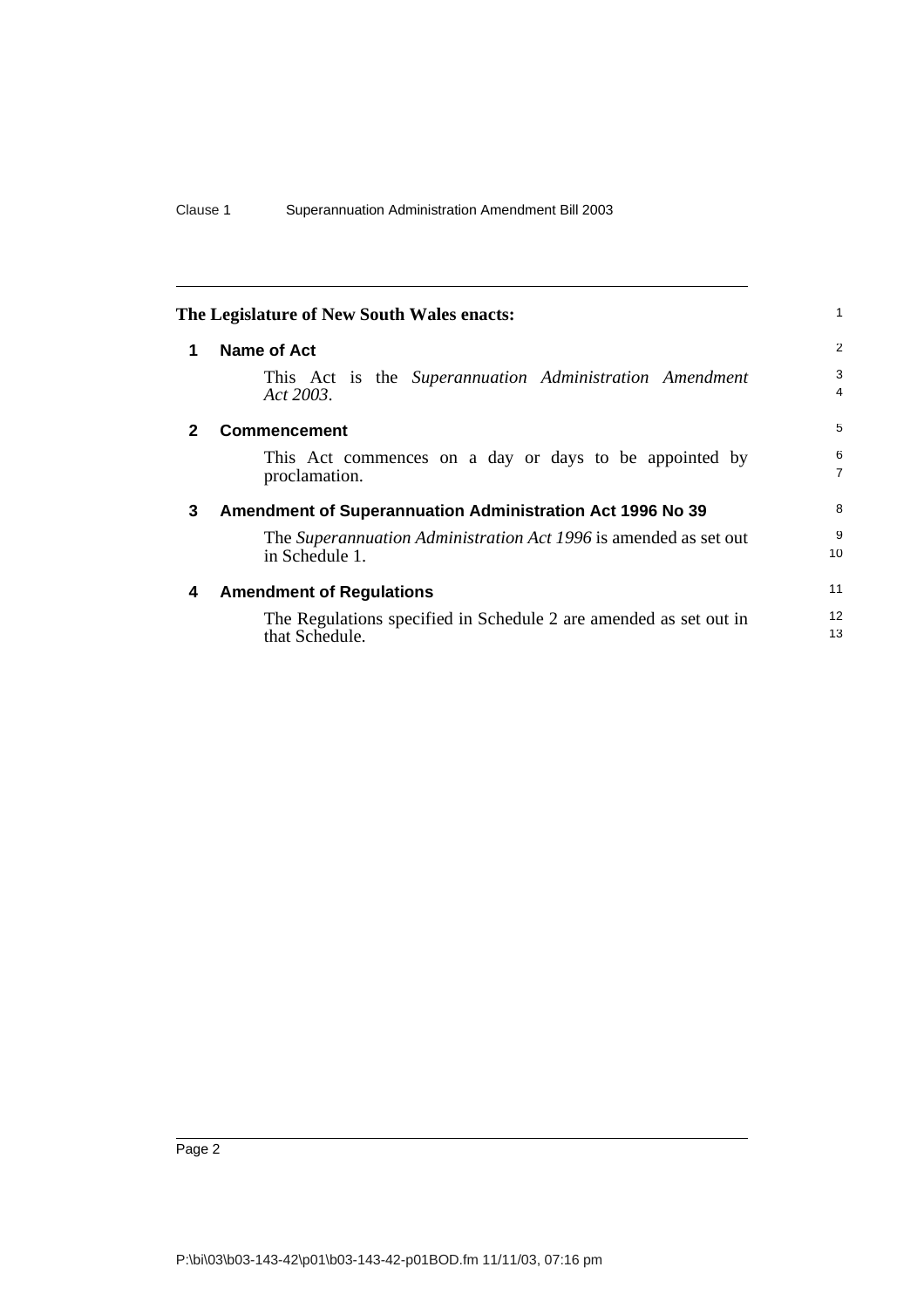**The Legislature of New South Wales enacts:**

## 1 Name of Act

This Act is the *Superannuation Administration Amendment Act 2003*.

## 2 Commencement

This Act commences on a day or days to be appointed by proclamation.

## 3 Amendment of Superannuation Administration Act 1996 No 39

The *Superannuation Administration Act 1996* is amended as set out in Schedule 1.

## 4 Amendment of Regulations

The Regulations specified in Schedule 2 are amended as set out in that Schedule.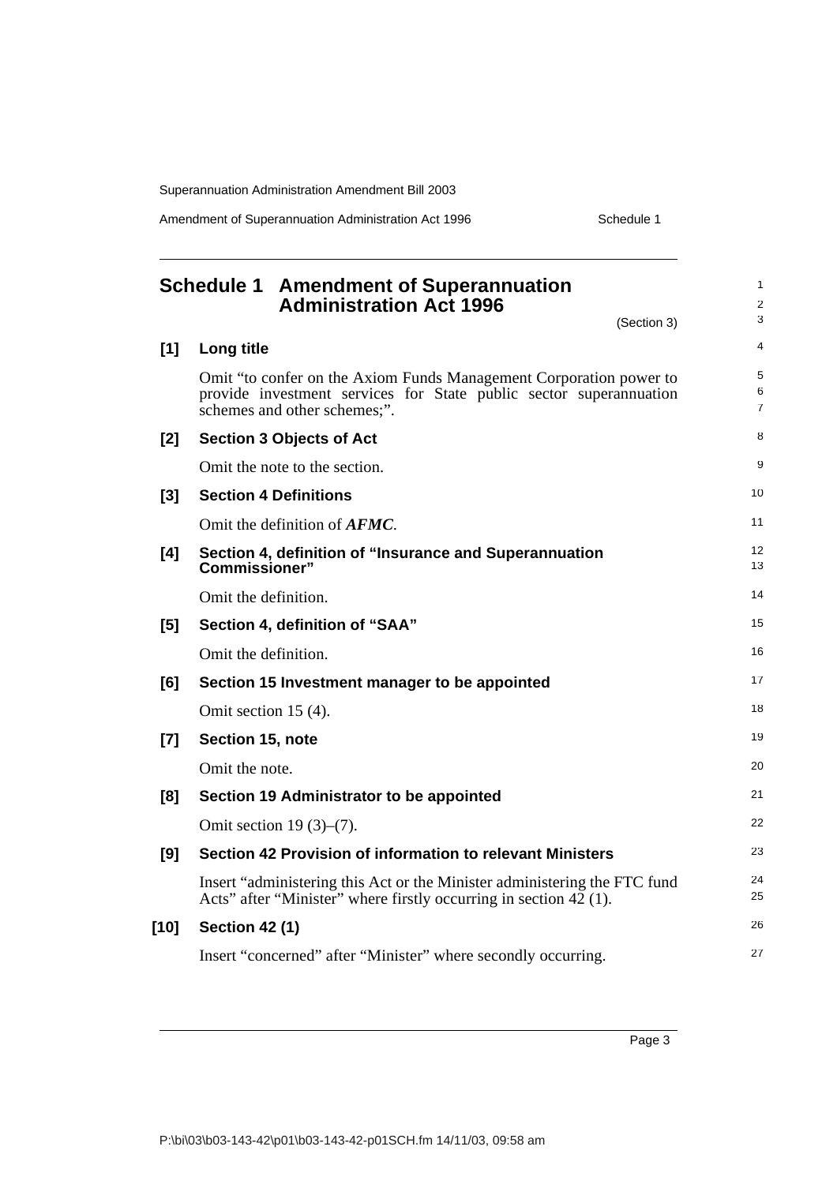# Schedule 1 Amendment of Superannuation Administration Act 1996

(Section 3)

**[1] Long title**

Omit "to confer on the Axiom Funds Management Corporation power to provide investment services for State public sector superannuation schemes and other schemes;".

**[2] Section 3 Objects of Act**

Omit the note to the section.

**[3] Section 4 Definitions**

Omit the definition of ***AFMC***.

**[4] Section 4, definition of "Insurance and Superannuation Commissioner"**

Omit the definition.

**[5] Section 4, definition of "SAA"**

Omit the definition.

**[6] Section 15 Investment manager to be appointed**

Omit section 15 (4).

**[7] Section 15, note**

Omit the note.

**[8] Section 19 Administrator to be appointed**

Omit section 19 (3)–(7).

**[9] Section 42 Provision of information to relevant Ministers**

Insert "administering this Act or the Minister administering the FTC fund Acts" after "Minister" where firstly occurring in section 42 (1).

**[10] Section 42 (1)**

Insert "concerned" after "Minister" where secondly occurring.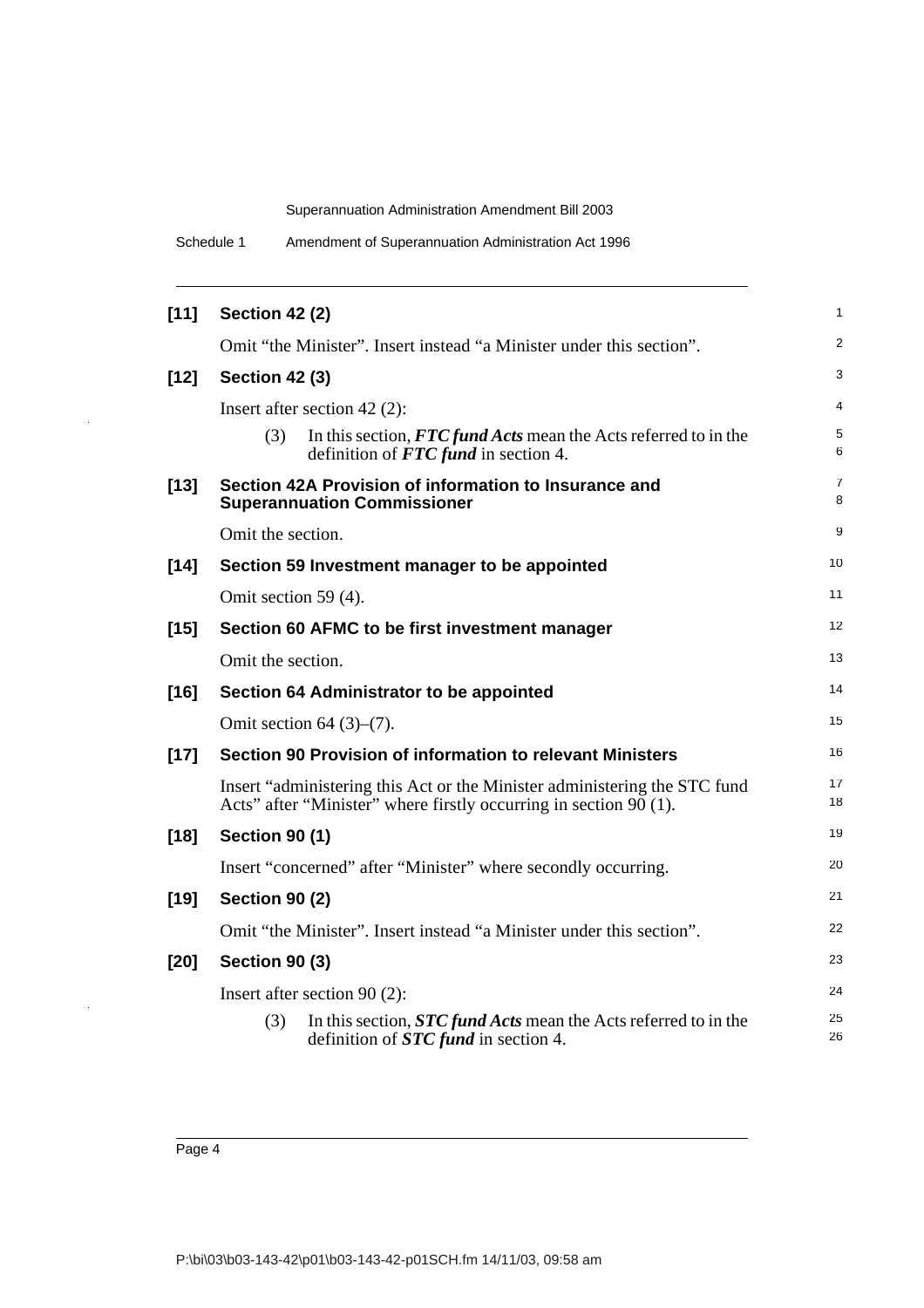**[11] Section 42 (2)**

Omit "the Minister". Insert instead "a Minister under this section".

**[12] Section 42 (3)**

Insert after section 42 (2):

(3) In this section, ***FTC fund Acts*** mean the Acts referred to in the definition of ***FTC fund*** in section 4.

**[13] Section 42A Provision of information to Insurance and Superannuation Commissioner**

Omit the section.

**[14] Section 59 Investment manager to be appointed**

Omit section 59 (4).

**[15] Section 60 AFMC to be first investment manager**

Omit the section.

**[16] Section 64 Administrator to be appointed**

Omit section 64 (3)–(7).

**[17] Section 90 Provision of information to relevant Ministers**

Insert "administering this Act or the Minister administering the STC fund Acts" after "Minister" where firstly occurring in section 90 (1).

**[18] Section 90 (1)**

Insert "concerned" after "Minister" where secondly occurring.

**[19] Section 90 (2)**

Omit "the Minister". Insert instead "a Minister under this section".

**[20] Section 90 (3)**

Insert after section 90 (2):

(3) In this section, ***STC fund Acts*** mean the Acts referred to in the definition of ***STC fund*** in section 4.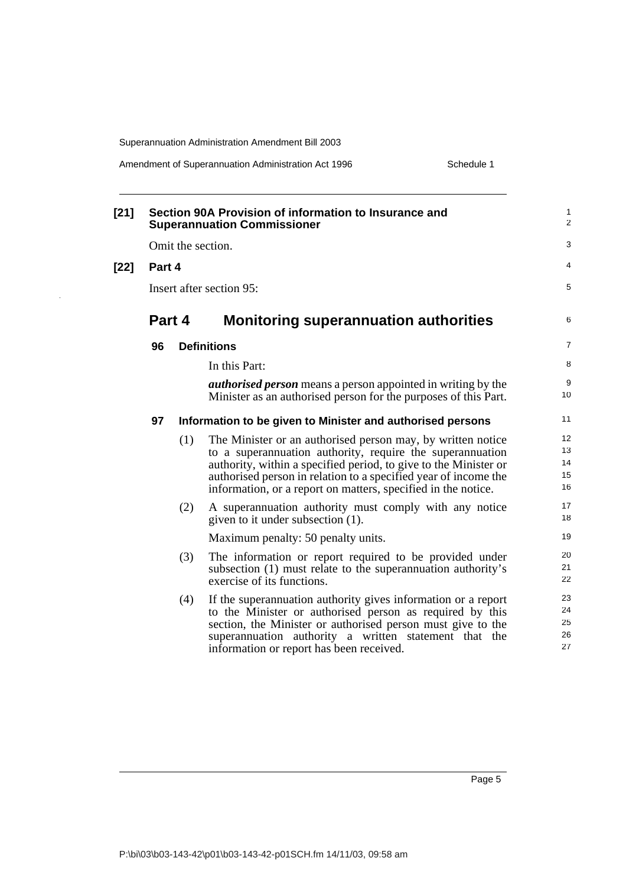**[21] Section 90A Provision of information to Insurance and Superannuation Commissioner**

Omit the section.

**[22] Part 4**

Insert after section 95:

## Part 4 Monitoring superannuation authorities

### 96 Definitions

In this Part:

***authorised person*** means a person appointed in writing by the Minister as an authorised person for the purposes of this Part.

### 97 Information to be given to Minister and authorised persons

(1) The Minister or an authorised person may, by written notice to a superannuation authority, require the superannuation authority, within a specified period, to give to the Minister or authorised person in relation to a specified year of income the information, or a report on matters, specified in the notice.

(2) A superannuation authority must comply with any notice given to it under subsection (1).

Maximum penalty: 50 penalty units.

(3) The information or report required to be provided under subsection (1) must relate to the superannuation authority's exercise of its functions.

(4) If the superannuation authority gives information or a report to the Minister or authorised person as required by this section, the Minister or authorised person must give to the superannuation authority a written statement that the information or report has been received.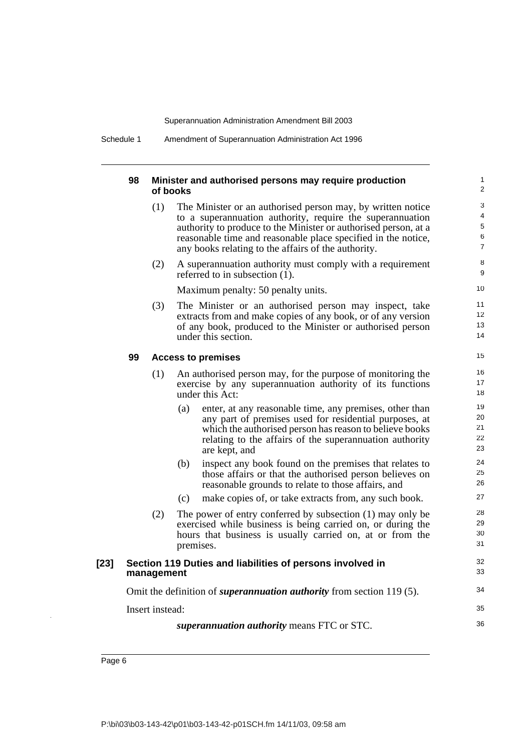#### 98 Minister and authorised persons may require production of books

(1) The Minister or an authorised person may, by written notice to a superannuation authority, require the superannuation authority to produce to the Minister or authorised person, at a reasonable time and reasonable place specified in the notice, any books relating to the affairs of the authority.

(2) A superannuation authority must comply with a requirement referred to in subsection (1).

Maximum penalty: 50 penalty units.

(3) The Minister or an authorised person may inspect, take extracts from and make copies of any book, or of any version of any book, produced to the Minister or authorised person under this section.

#### 99 Access to premises

(1) An authorised person may, for the purpose of monitoring the exercise by any superannuation authority of its functions under this Act:

(a) enter, at any reasonable time, any premises, other than any part of premises used for residential purposes, at which the authorised person has reason to believe books relating to the affairs of the superannuation authority are kept, and

(b) inspect any book found on the premises that relates to those affairs or that the authorised person believes on reasonable grounds to relate to those affairs, and

(c) make copies of, or take extracts from, any such book.

(2) The power of entry conferred by subsection (1) may only be exercised while business is being carried on, or during the hours that business is usually carried on, at or from the premises.

### [23] Section 119 Duties and liabilities of persons involved in management

Omit the definition of ***superannuation authority*** from section 119 (5).

Insert instead:

***superannuation authority*** means FTC or STC.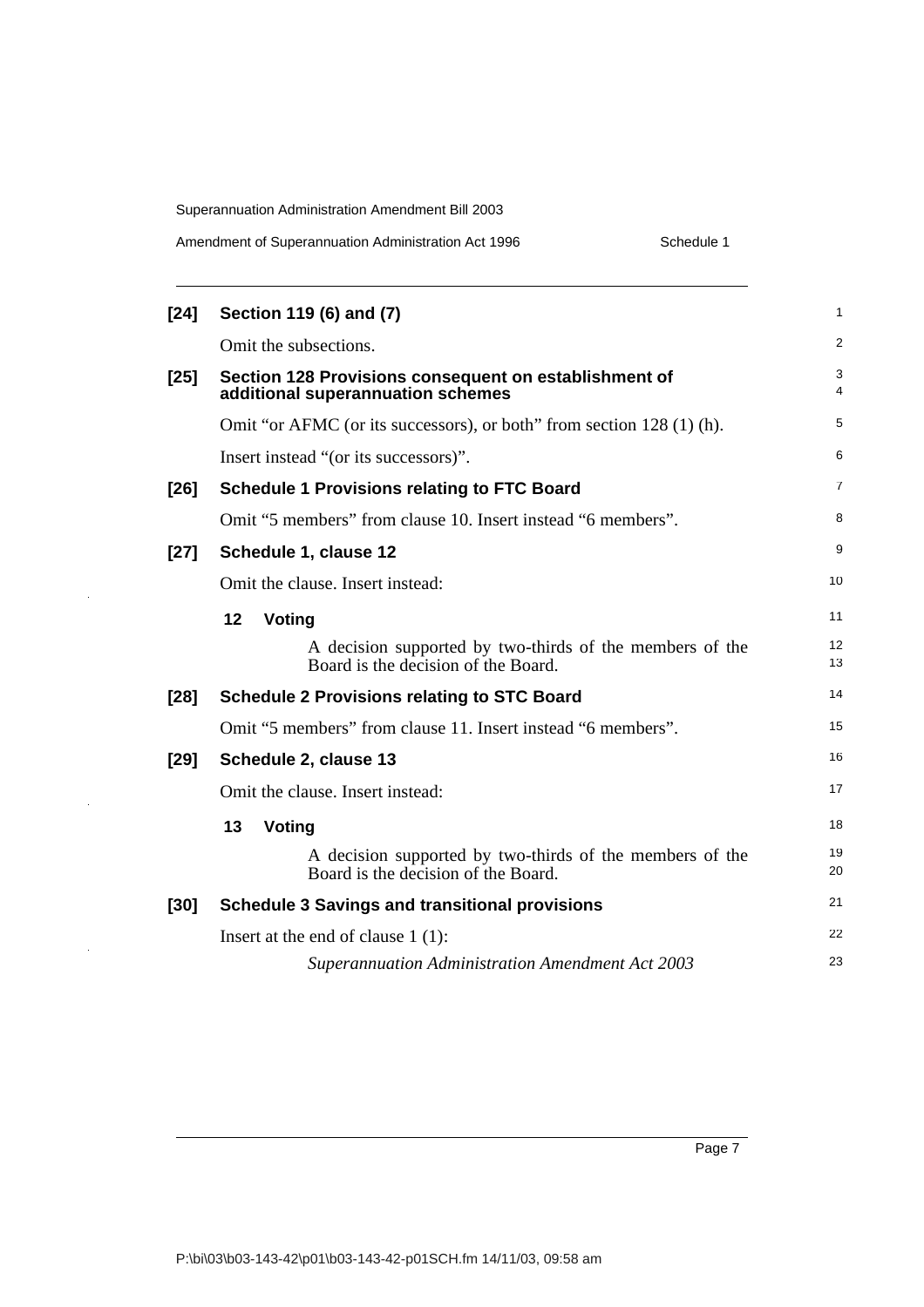**[24] Section 119 (6) and (7)**

Omit the subsections.

**[25] Section 128 Provisions consequent on establishment of additional superannuation schemes**

Omit "or AFMC (or its successors), or both" from section 128 (1) (h).

Insert instead "(or its successors)".

**[26] Schedule 1 Provisions relating to FTC Board**

Omit "5 members" from clause 10. Insert instead "6 members".

**[27] Schedule 1, clause 12**

Omit the clause. Insert instead:

**12 Voting**

A decision supported by two-thirds of the members of the Board is the decision of the Board.

**[28] Schedule 2 Provisions relating to STC Board**

Omit "5 members" from clause 11. Insert instead "6 members".

**[29] Schedule 2, clause 13**

Omit the clause. Insert instead:

**13 Voting**

A decision supported by two-thirds of the members of the Board is the decision of the Board.

**[30] Schedule 3 Savings and transitional provisions**

Insert at the end of clause 1 (1):

*Superannuation Administration Amendment Act 2003*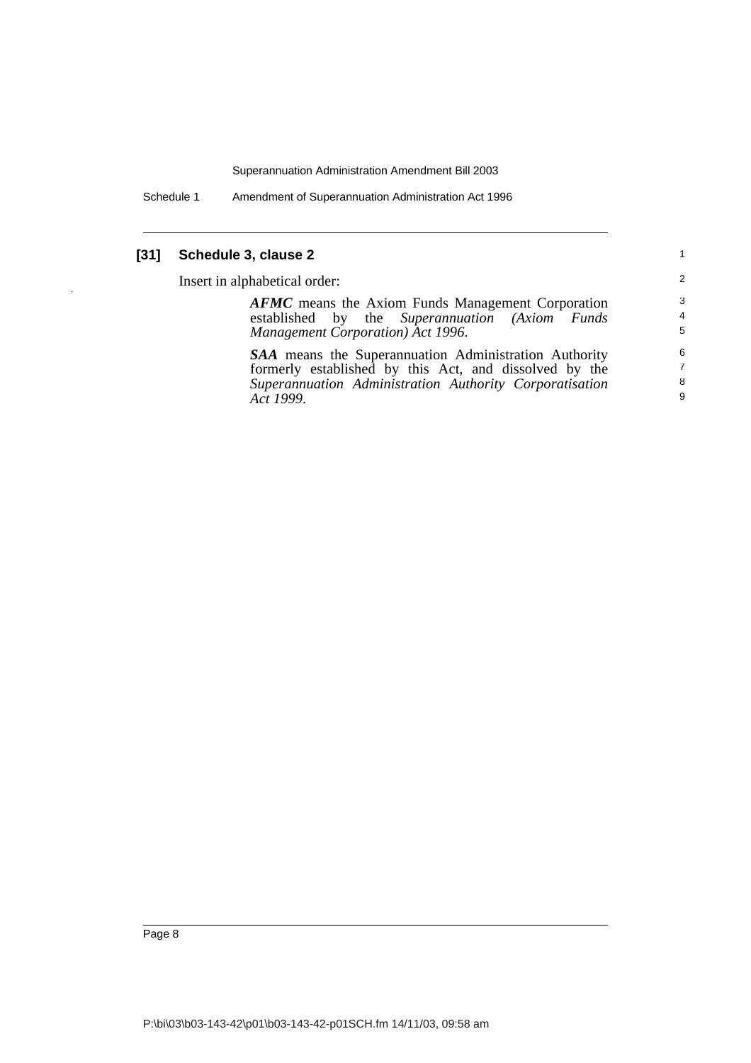### [31] Schedule 3, clause 2

Insert in alphabetical order:

> ***AFMC*** means the Axiom Funds Management Corporation established by the *Superannuation (Axiom Funds Management Corporation) Act 1996*.
>
> ***SAA*** means the Superannuation Administration Authority formerly established by this Act, and dissolved by the *Superannuation Administration Authority Corporatisation Act 1999*.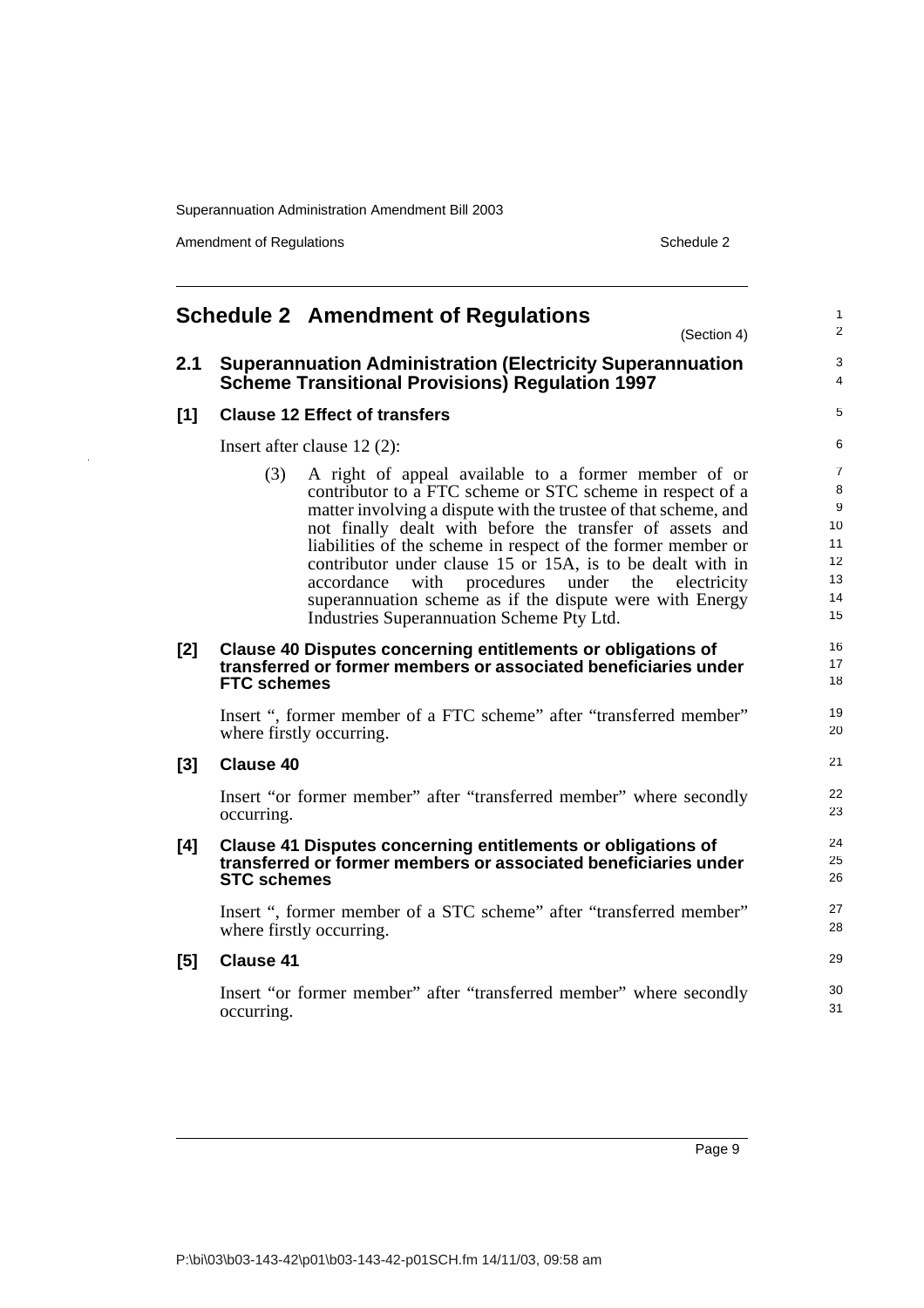# Schedule 2 Amendment of Regulations

(Section 4)

## 2.1 Superannuation Administration (Electricity Superannuation Scheme Transitional Provisions) Regulation 1997

### [1] Clause 12 Effect of transfers

Insert after clause 12 (2):

> (3) A right of appeal available to a former member of or contributor to a FTC scheme or STC scheme in respect of a matter involving a dispute with the trustee of that scheme, and not finally dealt with before the transfer of assets and liabilities of the scheme in respect of the former member or contributor under clause 15 or 15A, is to be dealt with in accordance with procedures under the electricity superannuation scheme as if the dispute were with Energy Industries Superannuation Scheme Pty Ltd.

### [2] Clause 40 Disputes concerning entitlements or obligations of transferred or former members or associated beneficiaries under FTC schemes

Insert ", former member of a FTC scheme" after "transferred member" where firstly occurring.

### [3] Clause 40

Insert "or former member" after "transferred member" where secondly occurring.

### [4] Clause 41 Disputes concerning entitlements or obligations of transferred or former members or associated beneficiaries under STC schemes

Insert ", former member of a STC scheme" after "transferred member" where firstly occurring.

### [5] Clause 41

Insert "or former member" after "transferred member" where secondly occurring.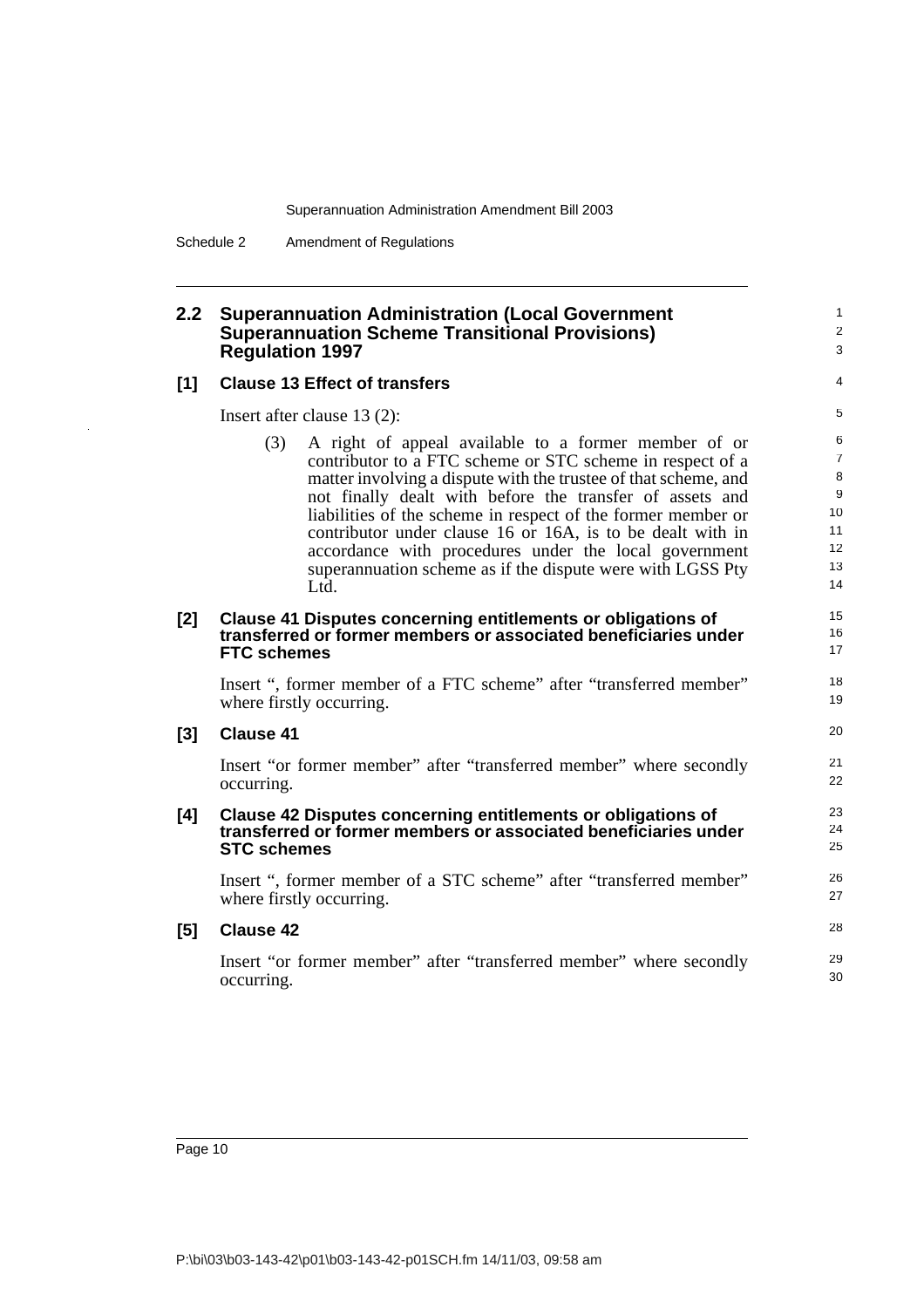## 2.2 Superannuation Administration (Local Government Superannuation Scheme Transitional Provisions) Regulation 1997

### [1] Clause 13 Effect of transfers

Insert after clause 13 (2):

> (3) A right of appeal available to a former member of or contributor to a FTC scheme or STC scheme in respect of a matter involving a dispute with the trustee of that scheme, and not finally dealt with before the transfer of assets and liabilities of the scheme in respect of the former member or contributor under clause 16 or 16A, is to be dealt with in accordance with procedures under the local government superannuation scheme as if the dispute were with LGSS Pty Ltd.

### [2] Clause 41 Disputes concerning entitlements or obligations of transferred or former members or associated beneficiaries under FTC schemes

Insert ", former member of a FTC scheme" after "transferred member" where firstly occurring.

### [3] Clause 41

Insert "or former member" after "transferred member" where secondly occurring.

### [4] Clause 42 Disputes concerning entitlements or obligations of transferred or former members or associated beneficiaries under STC schemes

Insert ", former member of a STC scheme" after "transferred member" where firstly occurring.

### [5] Clause 42

Insert "or former member" after "transferred member" where secondly occurring.